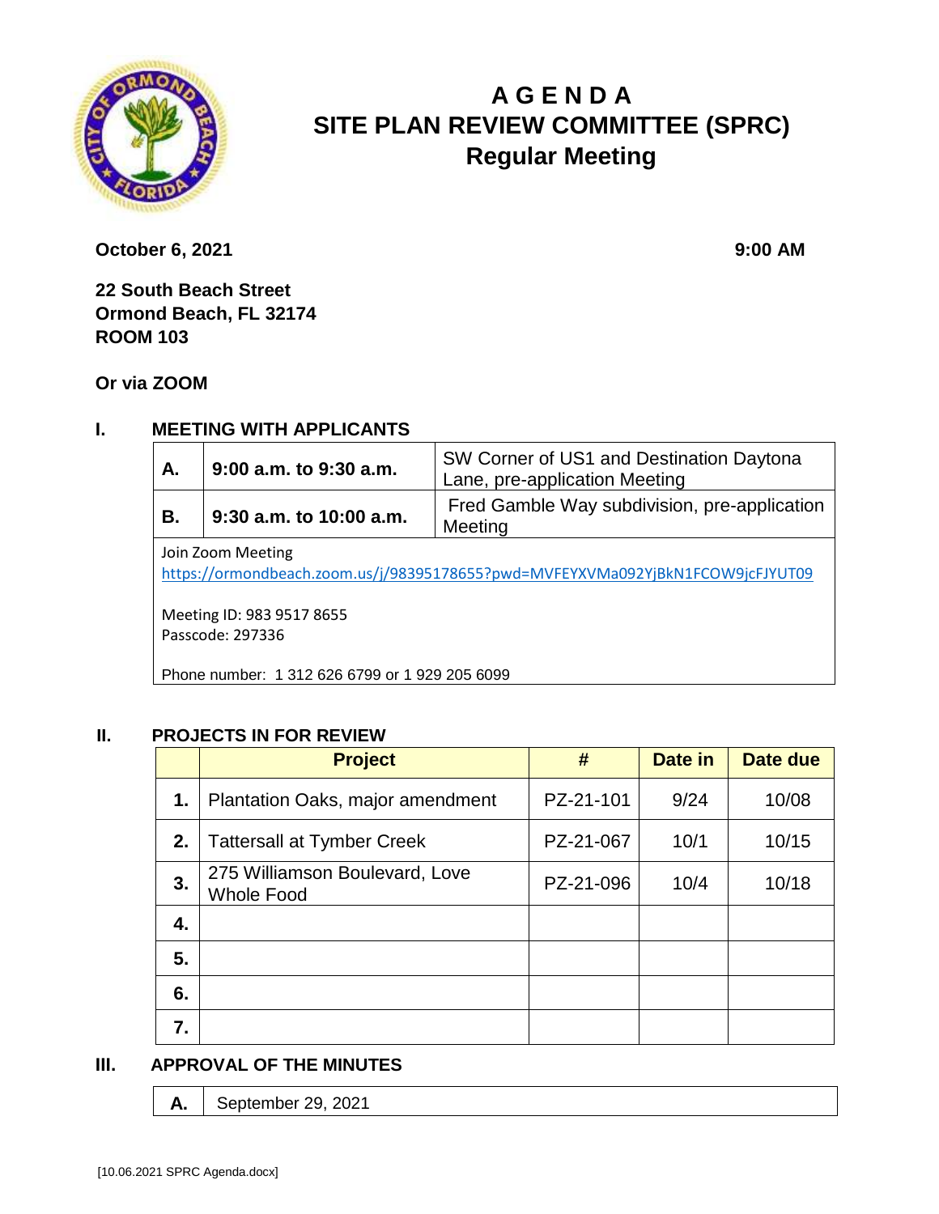# A G E N D A
# SITE PLAN REVIEW COMMITTEE (SPRC)
## Regular Meeting

**October 6, 2021** **9:00 AM**

**22 South Beach Street**
**Ormond Beach, FL 32174**
**ROOM 103**

**Or via ZOOM**

## I. MEETING WITH APPLICANTS

| | | |
|---|---|---|
| **A.** | **9:00 a.m. to 9:30 a.m.** | SW Corner of US1 and Destination Daytona Lane, pre-application Meeting |
| **B.** | **9:30 a.m. to 10:00 a.m.** | Fred Gamble Way subdivision, pre-application Meeting |

Join Zoom Meeting
https://ormondbeach.zoom.us/j/98395178655?pwd=MVFEYXVMa092YjBkN1FCOW9jcFJYUT09

Meeting ID: 983 9517 8655
Passcode: 297336

Phone number: 1 312 626 6799 or 1 929 205 6099

## II. PROJECTS IN FOR REVIEW

| | Project | # | Date in | Date due |
|---|---|---|---|---|
| **1.** | Plantation Oaks, major amendment | PZ-21-101 | 9/24 | 10/08 |
| **2.** | Tattersall at Tymber Creek | PZ-21-067 | 10/1 | 10/15 |
| **3.** | 275 Williamson Boulevard, Love Whole Food | PZ-21-096 | 10/4 | 10/18 |
| **4.** | | | | |
| **5.** | | | | |
| **6.** | | | | |
| **7.** | | | | |

## III. APPROVAL OF THE MINUTES

| | |
|---|---|
| **A.** | September 29, 2021 |

[10.06.2021 SPRC Agenda.docx]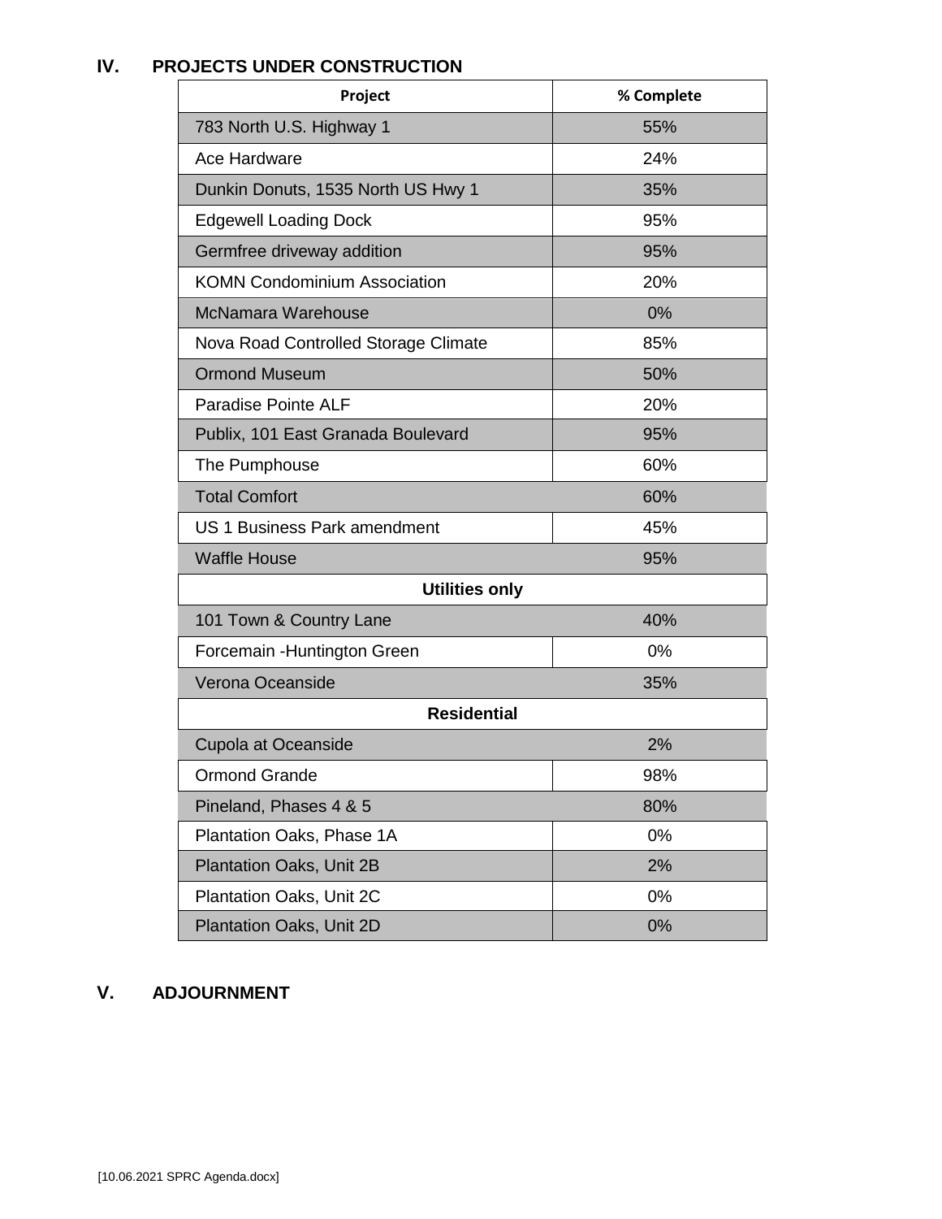## IV. PROJECTS UNDER CONSTRUCTION

| Project | % Complete |
|---|---|
| 783 North U.S. Highway 1 | 55% |
| Ace Hardware | 24% |
| Dunkin Donuts, 1535 North US Hwy 1 | 35% |
| Edgewell Loading Dock | 95% |
| Germfree driveway addition | 95% |
| KOMN Condominium Association | 20% |
| McNamara Warehouse | 0% |
| Nova Road Controlled Storage Climate | 85% |
| Ormond Museum | 50% |
| Paradise Pointe ALF | 20% |
| Publix, 101 East Granada Boulevard | 95% |
| The Pumphouse | 60% |
| Total Comfort | 60% |
| US 1 Business Park amendment | 45% |
| Waffle House | 95% |
| **Utilities only** | |
| 101 Town & Country Lane | 40% |
| Forcemain -Huntington Green | 0% |
| Verona Oceanside | 35% |
| **Residential** | |
| Cupola at Oceanside | 2% |
| Ormond Grande | 98% |
| Pineland, Phases 4 & 5 | 80% |
| Plantation Oaks, Phase 1A | 0% |
| Plantation Oaks, Unit 2B | 2% |
| Plantation Oaks, Unit 2C | 0% |
| Plantation Oaks, Unit 2D | 0% |

## V. ADJOURNMENT

[10.06.2021 SPRC Agenda.docx]